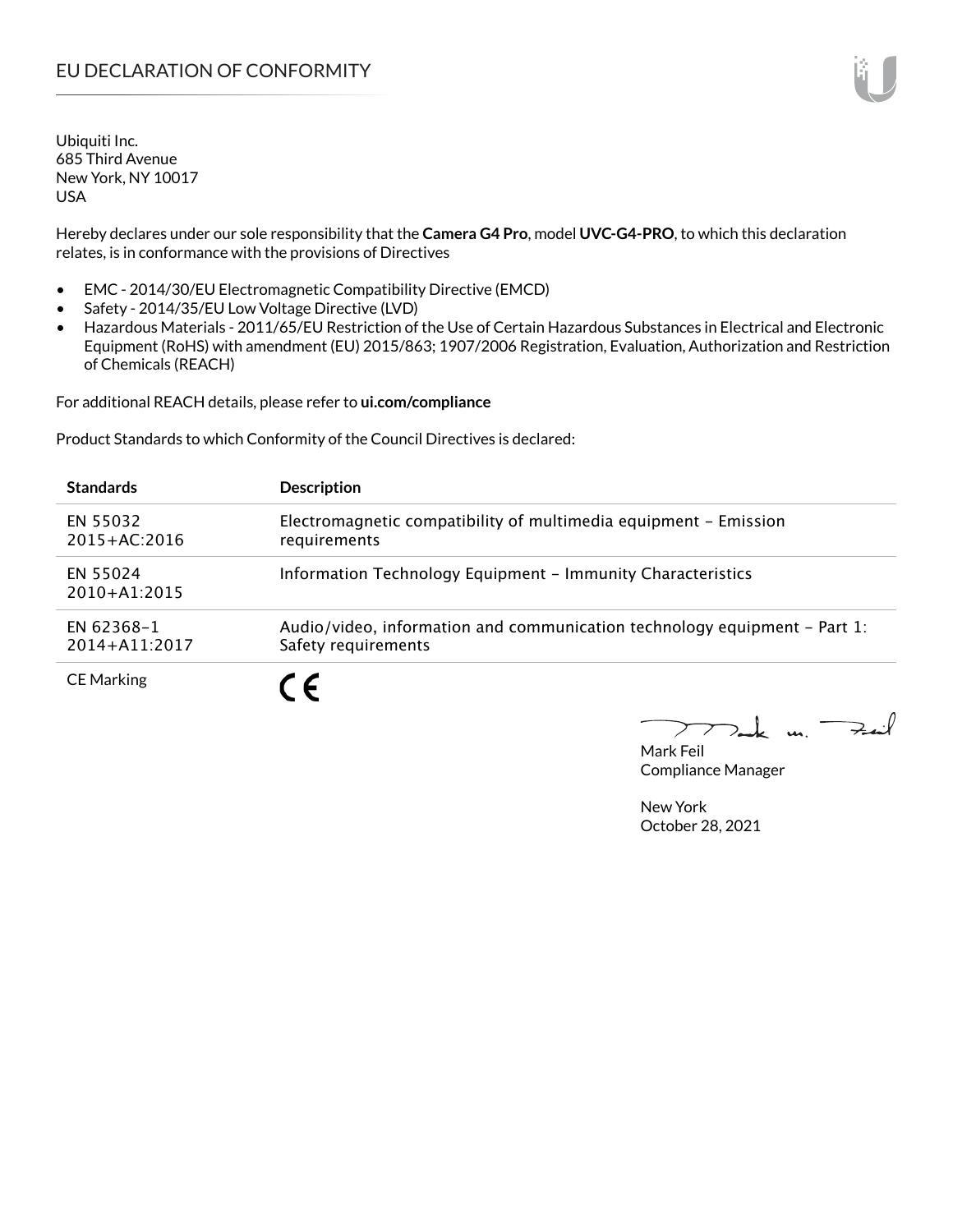# EU DECLARATION OF CONFORMITY

Ubiquiti Inc.
685 Third Avenue
New York, NY 10017
USA

Hereby declares under our sole responsibility that the **Camera G4 Pro**, model **UVC-G4-PRO**, to which this declaration relates, is in conformance with the provisions of Directives

- EMC - 2014/30/EU Electromagnetic Compatibility Directive (EMCD)
- Safety - 2014/35/EU Low Voltage Directive (LVD)
- Hazardous Materials - 2011/65/EU Restriction of the Use of Certain Hazardous Substances in Electrical and Electronic Equipment (RoHS) with amendment (EU) 2015/863; 1907/2006 Registration, Evaluation, Authorization and Restriction of Chemicals (REACH)

For additional REACH details, please refer to **ui.com/compliance**

Product Standards to which Conformity of the Council Directives is declared:

| Standards | Description |
|---|---|
| EN 55032 2015+AC:2016 | Electromagnetic compatibility of multimedia equipment – Emission requirements |
| EN 55024 2010+A1:2015 | Information Technology Equipment – Immunity Characteristics |
| EN 62368-1 2014+A11:2017 | Audio/video, information and communication technology equipment – Part 1: Safety requirements |
| CE Marking | CE |

Mark Feil
Compliance Manager

New York
October 28, 2021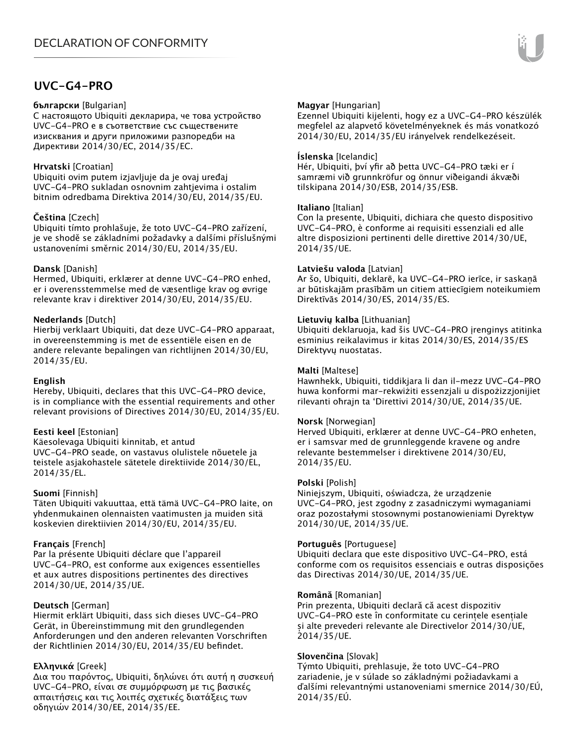## UVC-G4-PRO

**български** [Bulgarian]
С настоящото Ubiquiti декларира, че това устройство UVC-G4-PRO е в съответствие със съществените изисквания и други приложими разпоредби на Директиви 2014/30/ЕС, 2014/35/ЕС.

**Hrvatski** [Croatian]
Ubiquiti ovim putem izjavljuje da je ovaj uređaj UVC-G4-PRO sukladan osnovnim zahtjevima i ostalim bitnim odredbama Direktiva 2014/30/EU, 2014/35/EU.

**Čeština** [Czech]
Ubiquiti tímto prohlašuje, že toto UVC-G4-PRO zařízení, je ve shodě se základními požadavky a dalšími příslušnými ustanoveními směrnic 2014/30/EU, 2014/35/EU.

**Dansk** [Danish]
Hermed, Ubiquiti, erklærer at denne UVC-G4-PRO enhed, er i overensstemmelse med de væsentlige krav og øvrige relevante krav i direktiver 2014/30/EU, 2014/35/EU.

**Nederlands** [Dutch]
Hierbij verklaart Ubiquiti, dat deze UVC-G4-PRO apparaat, in overeenstemming is met de essentiële eisen en de andere relevante bepalingen van richtlijnen 2014/30/EU, 2014/35/EU.

**English**
Hereby, Ubiquiti, declares that this UVC-G4-PRO device, is in compliance with the essential requirements and other relevant provisions of Directives 2014/30/EU, 2014/35/EU.

**Eesti keel** [Estonian]
Käesolevaga Ubiquiti kinnitab, et antud UVC-G4-PRO seade, on vastavus olulistele nõuetele ja teistele asjakohastele sätetele direktiivide 2014/30/EL, 2014/35/EL.

**Suomi** [Finnish]
Täten Ubiquiti vakuuttaa, että tämä UVC-G4-PRO laite, on yhdenmukainen olennaisten vaatimusten ja muiden sitä koskevien direktiivien 2014/30/EU, 2014/35/EU.

**Français** [French]
Par la présente Ubiquiti déclare que l'appareil UVC-G4-PRO, est conforme aux exigences essentielles et aux autres dispositions pertinentes des directives 2014/30/UE, 2014/35/UE.

**Deutsch** [German]
Hiermit erklärt Ubiquiti, dass sich dieses UVC-G4-PRO Gerät, in Übereinstimmung mit den grundlegenden Anforderungen und den anderen relevanten Vorschriften der Richtlinien 2014/30/EU, 2014/35/EU befindet.

**Ελληνικά** [Greek]
Δια του παρόντος, Ubiquiti, δηλώνει ότι αυτή η συσκευή UVC-G4-PRO, είναι σε συμμόρφωση με τις βασικές απαιτήσεις και τις λοιπές σχετικές διατάξεις των οδηγιών 2014/30/EE, 2014/35/EE.

**Magyar** [Hungarian]
Ezennel Ubiquiti kijelenti, hogy ez a UVC-G4-PRO készülék megfelel az alapvető követelményeknek és más vonatkozó 2014/30/EU, 2014/35/EU irányelvek rendelkezéseit.

**Íslenska** [Icelandic]
Hér, Ubiquiti, því yfir að þetta UVC-G4-PRO tæki er í samræmi við grunnkröfur og önnur viðeigandi ákvæði tilskipana 2014/30/ESB, 2014/35/ESB.

**Italiano** [Italian]
Con la presente, Ubiquiti, dichiara che questo dispositivo UVC-G4-PRO, è conforme ai requisiti essenziali ed alle altre disposizioni pertinenti delle direttive 2014/30/UE, 2014/35/UE.

**Latviešu valoda** [Latvian]
Ar šo, Ubiquiti, deklarē, ka UVC-G4-PRO ierīce, ir saskaņā ar būtiskajām prasībām un citiem attiecīgiem noteikumiem Direktīvās 2014/30/ES, 2014/35/ES.

**Lietuvių kalba** [Lithuanian]
Ubiquiti deklaruoja, kad šis UVC-G4-PRO įrenginys atitinka esminius reikalavimus ir kitas 2014/30/ES, 2014/35/ES Direktyvų nuostatas.

**Malti** [Maltese]
Hawnhekk, Ubiquiti, tiddikjara li dan il-mezz UVC-G4-PRO huwa konformi mar-rekwiżiti essenzjali u dispożizzjonijiet rilevanti oħrajn ta 'Direttivi 2014/30/UE, 2014/35/UE.

**Norsk** [Norwegian]
Herved Ubiquiti, erklærer at denne UVC-G4-PRO enheten, er i samsvar med de grunnleggende kravene og andre relevante bestemmelser i direktivene 2014/30/EU, 2014/35/EU.

**Polski** [Polish]
Niniejszym, Ubiquiti, oświadcza, że urządzenie UVC-G4-PRO, jest zgodny z zasadniczymi wymaganiami oraz pozostałymi stosownymi postanowieniami Dyrektyw 2014/30/UE, 2014/35/UE.

**Português** [Portuguese]
Ubiquiti declara que este dispositivo UVC-G4-PRO, está conforme com os requisitos essenciais e outras disposições das Directivas 2014/30/UE, 2014/35/UE.

**Română** [Romanian]
Prin prezenta, Ubiquiti declară că acest dispozitiv UVC-G4-PRO este în conformitate cu cerințele esențiale și alte prevederi relevante ale Directivelor 2014/30/UE, 2014/35/UE.

**Slovenčina** [Slovak]
Týmto Ubiquiti, prehlasuje, že toto UVC-G4-PRO zariadenie, je v súlade so základnými požiadavkami a ďalšími relevantnými ustanoveniami smernice 2014/30/EÚ, 2014/35/EÚ.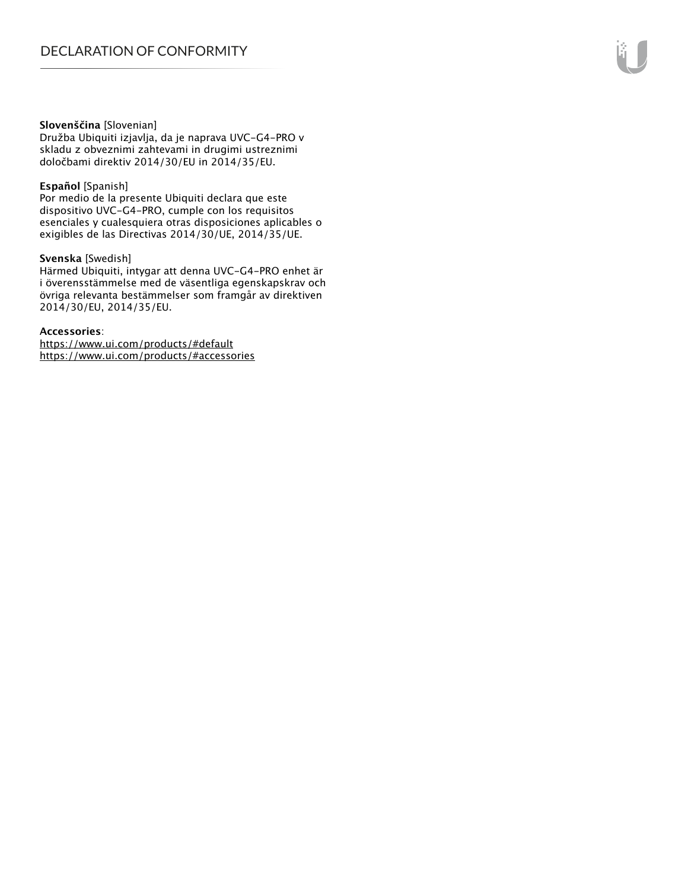**Slovenščina** [Slovenian]
Družba Ubiquiti izjavlja, da je naprava UVC-G4-PRO v skladu z obveznimi zahtevami in drugimi ustreznimi določbami direktiv 2014/30/EU in 2014/35/EU.

**Español** [Spanish]
Por medio de la presente Ubiquiti declara que este dispositivo UVC-G4-PRO, cumple con los requisitos esenciales y cualesquiera otras disposiciones aplicables o exigibles de las Directivas 2014/30/UE, 2014/35/UE.

**Svenska** [Swedish]
Härmed Ubiquiti, intygar att denna UVC-G4-PRO enhet är i överensstämmelse med de väsentliga egenskapskrav och övriga relevanta bestämmelser som framgår av direktiven 2014/30/EU, 2014/35/EU.

**Accessories**:
https://www.ui.com/products/#default
https://www.ui.com/products/#accessories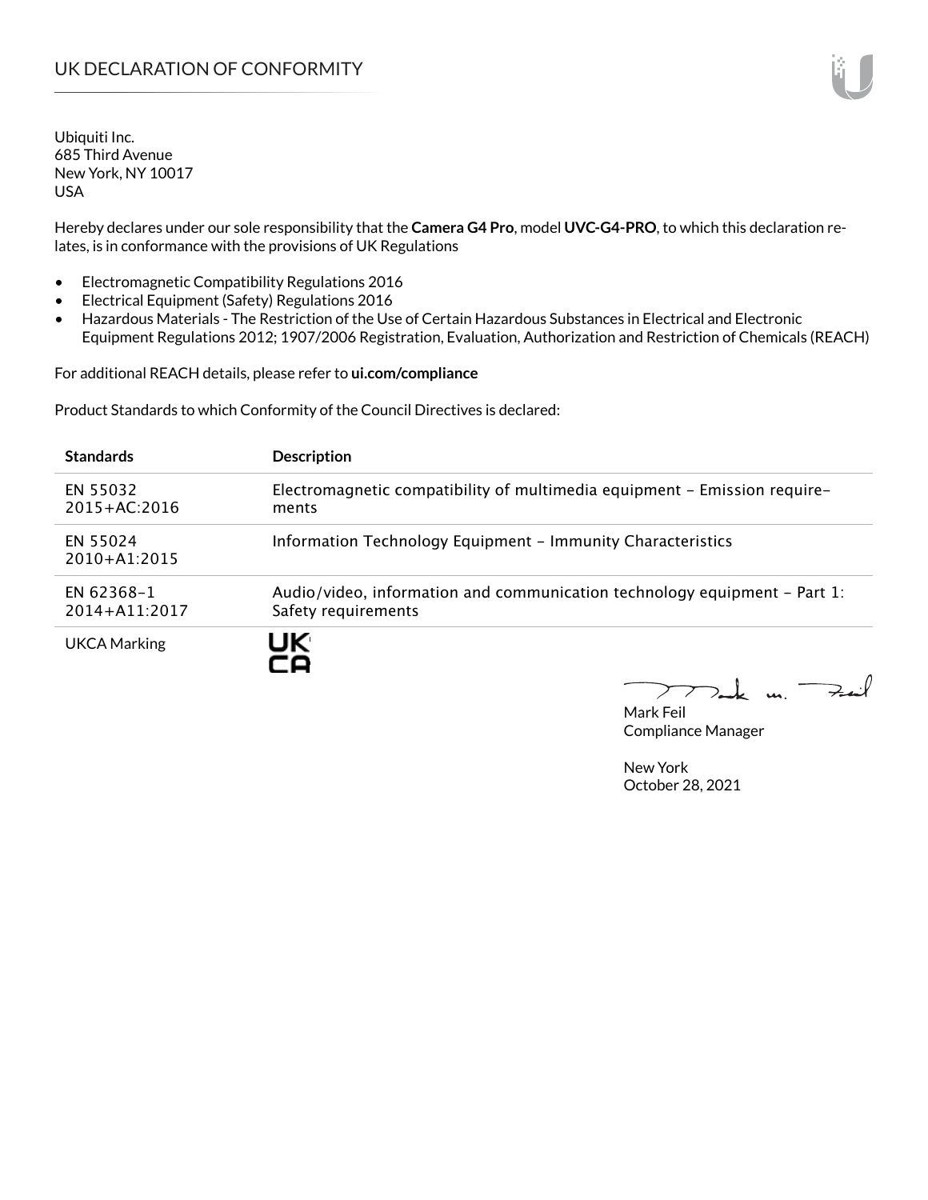# UK DECLARATION OF CONFORMITY

Ubiquiti Inc.
685 Third Avenue
New York, NY 10017
USA

Hereby declares under our sole responsibility that the **Camera G4 Pro**, model **UVC-G4-PRO**, to which this declaration relates, is in conformance with the provisions of UK Regulations

- Electromagnetic Compatibility Regulations 2016
- Electrical Equipment (Safety) Regulations 2016
- Hazardous Materials - The Restriction of the Use of Certain Hazardous Substances in Electrical and Electronic Equipment Regulations 2012; 1907/2006 Registration, Evaluation, Authorization and Restriction of Chemicals (REACH)

For additional REACH details, please refer to **ui.com/compliance**

Product Standards to which Conformity of the Council Directives is declared:

| Standards | Description |
|---|---|
| EN 55032 2015+AC:2016 | Electromagnetic compatibility of multimedia equipment – Emission requirements |
| EN 55024 2010+A1:2015 | Information Technology Equipment – Immunity Characteristics |
| EN 62368-1 2014+A11:2017 | Audio/video, information and communication technology equipment – Part 1: Safety requirements |
| UKCA Marking | UK CA |

Mark Feil
Compliance Manager

New York
October 28, 2021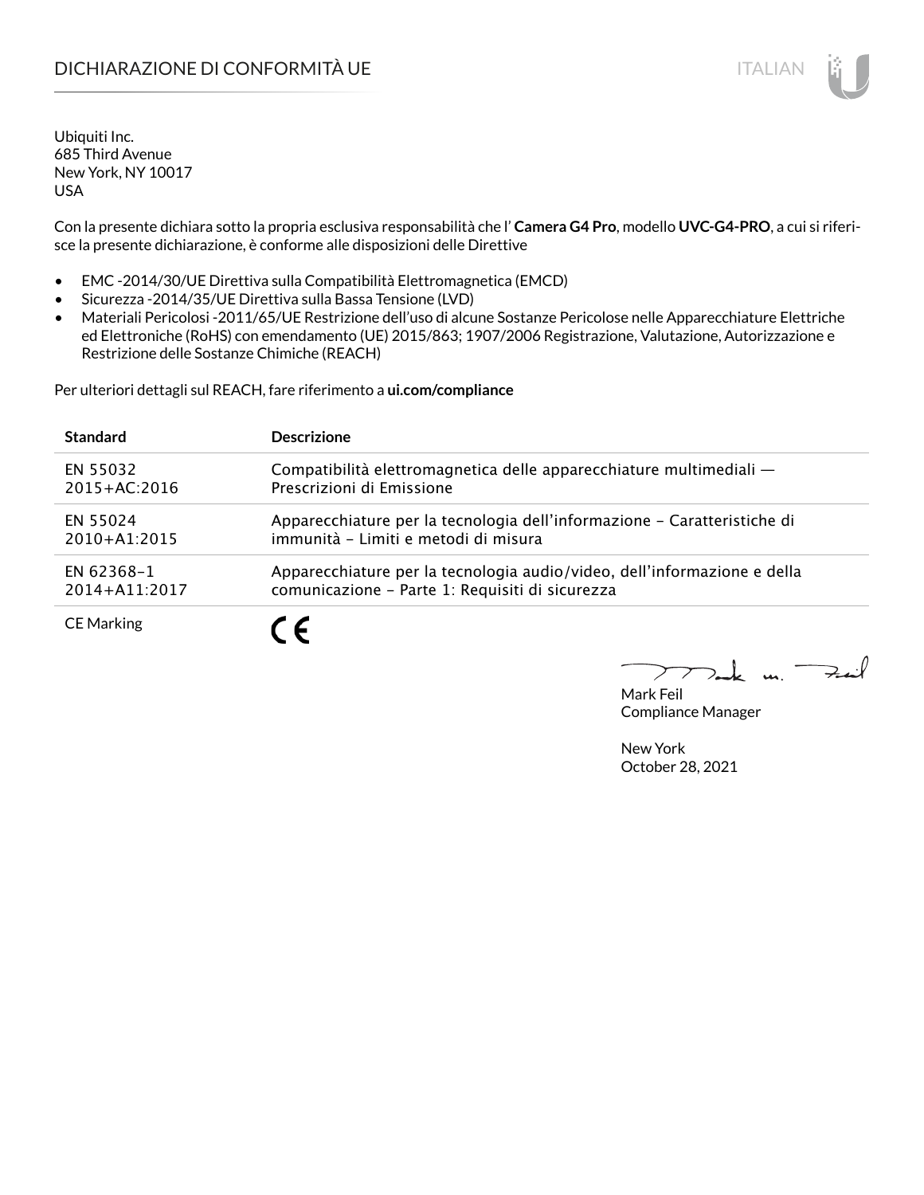# DICHIARAZIONE DI CONFORMITÀ UE

Ubiquiti Inc.
685 Third Avenue
New York, NY 10017
USA

Con la presente dichiara sotto la propria esclusiva responsabilità che l' **Camera G4 Pro**, modello **UVC-G4-PRO**, a cui si riferisce la presente dichiarazione, è conforme alle disposizioni delle Direttive

- EMC -2014/30/UE Direttiva sulla Compatibilità Elettromagnetica (EMCD)
- Sicurezza -2014/35/UE Direttiva sulla Bassa Tensione (LVD)
- Materiali Pericolosi -2011/65/UE Restrizione dell'uso di alcune Sostanze Pericolose nelle Apparecchiature Elettriche ed Elettroniche (RoHS) con emendamento (UE) 2015/863; 1907/2006 Registrazione, Valutazione, Autorizzazione e Restrizione delle Sostanze Chimiche (REACH)

Per ulteriori dettagli sul REACH, fare riferimento a **ui.com/compliance**

| Standard | Descrizione |
|---|---|
| EN 55032 2015+AC:2016 | Compatibilità elettromagnetica delle apparecchiature multimediali — Prescrizioni di Emissione |
| EN 55024 2010+A1:2015 | Apparecchiature per la tecnologia dell'informazione – Caratteristiche di immunità – Limiti e metodi di misura |
| EN 62368–1 2014+A11:2017 | Apparecchiature per la tecnologia audio/video, dell'informazione e della comunicazione – Parte 1: Requisiti di sicurezza |
| CE Marking | CE |

Mark Feil
Compliance Manager

New York
October 28, 2021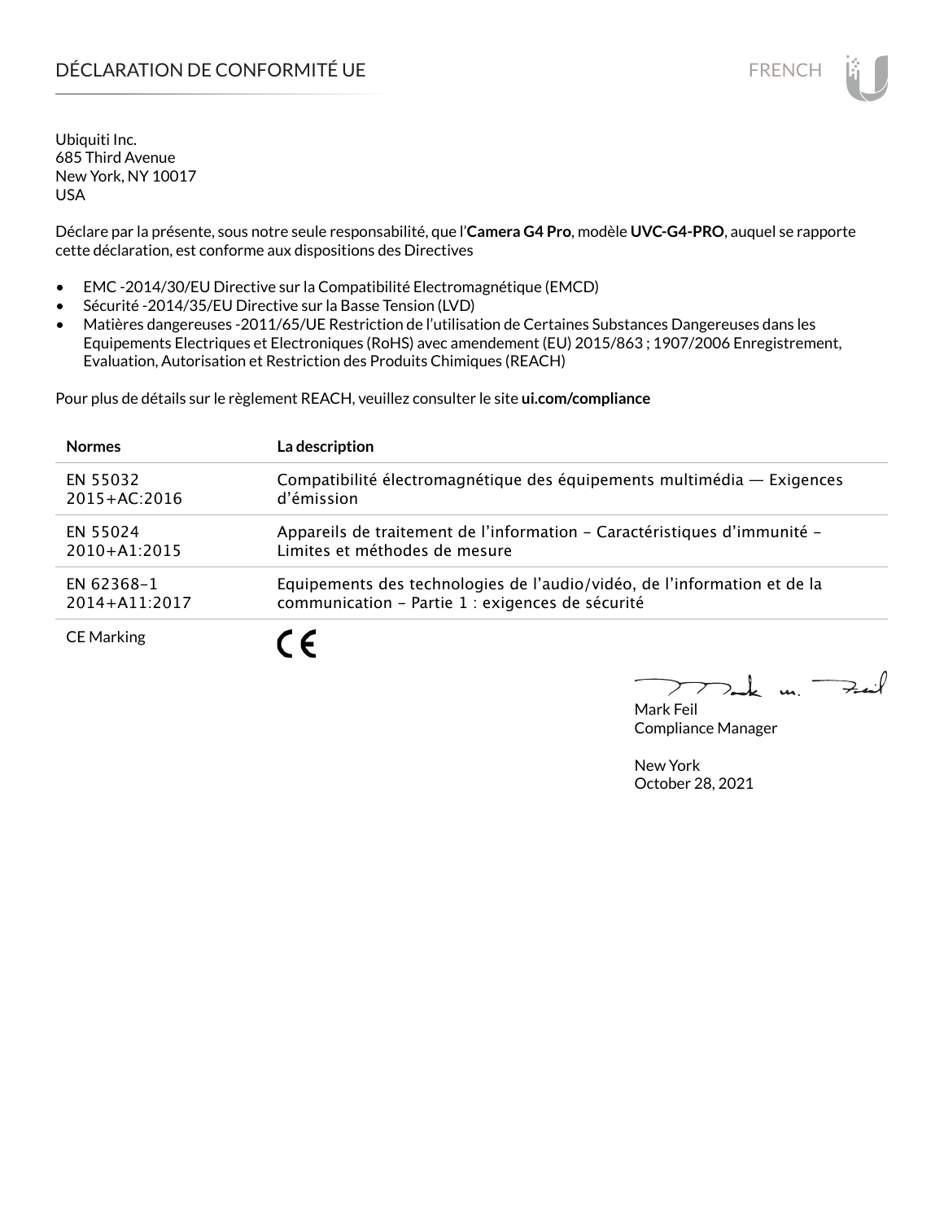# DÉCLARATION DE CONFORMITÉ UE

Ubiquiti Inc.
685 Third Avenue
New York, NY 10017
USA

Déclare par la présente, sous notre seule responsabilité, que l'**Camera G4 Pro**, modèle **UVC-G4-PRO**, auquel se rapporte cette déclaration, est conforme aux dispositions des Directives

- EMC -2014/30/EU Directive sur la Compatibilité Electromagnétique (EMCD)
- Sécurité -2014/35/EU Directive sur la Basse Tension (LVD)
- Matières dangereuses -2011/65/UE Restriction de l'utilisation de Certaines Substances Dangereuses dans les Equipements Electriques et Electroniques (RoHS) avec amendement (EU) 2015/863 ; 1907/2006 Enregistrement, Evaluation, Autorisation et Restriction des Produits Chimiques (REACH)

Pour plus de détails sur le règlement REACH, veuillez consulter le site **ui.com/compliance**

| **Normes** | **La description** |
|---|---|
| EN 55032 2015+AC:2016 | Compatibilité électromagnétique des équipements multimédia — Exigences d'émission |
| EN 55024 2010+A1:2015 | Appareils de traitement de l'information – Caractéristiques d'immunité – Limites et méthodes de mesure |
| EN 62368-1 2014+A11:2017 | Equipements des technologies de l'audio/vidéo, de l'information et de la communication – Partie 1 : exigences de sécurité |
| CE Marking | CE |

Mark Feil
Compliance Manager

New York
October 28, 2021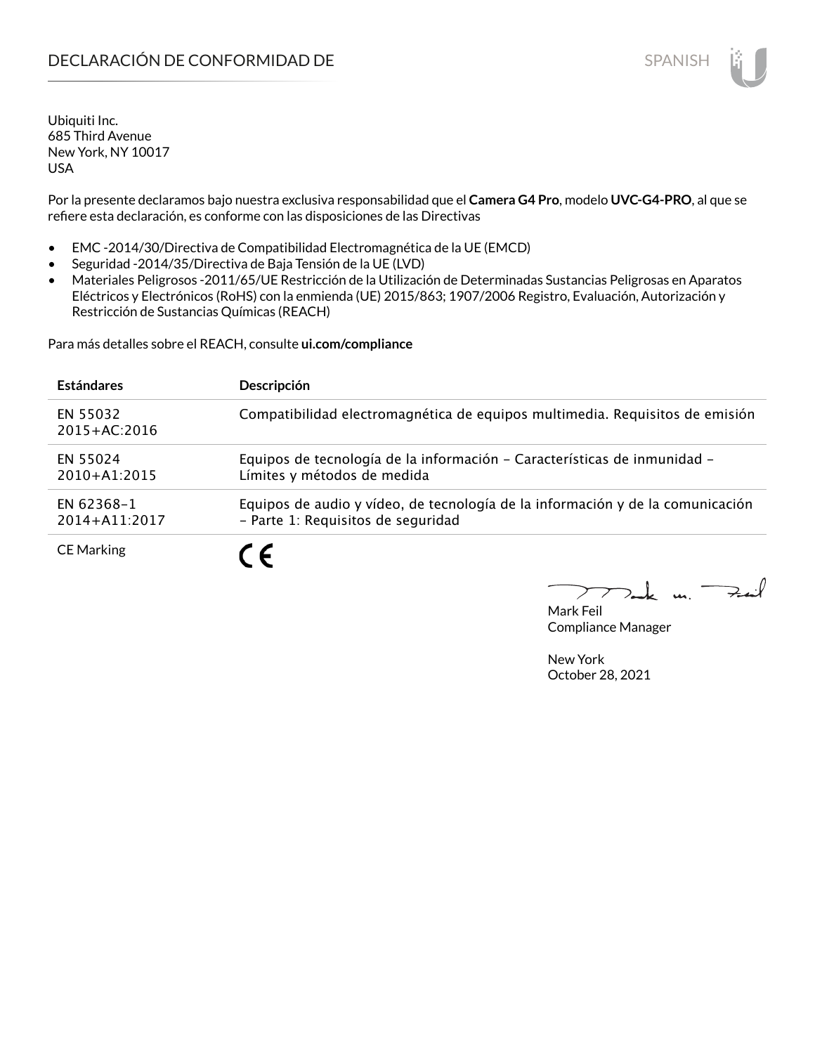# DECLARACIÓN DE CONFORMIDAD DE

SPANISH

Ubiquiti Inc.
685 Third Avenue
New York, NY 10017
USA

Por la presente declaramos bajo nuestra exclusiva responsabilidad que el **Camera G4 Pro**, modelo **UVC-G4-PRO**, al que se refiere esta declaración, es conforme con las disposiciones de las Directivas

- EMC -2014/30/Directiva de Compatibilidad Electromagnética de la UE (EMCD)
- Seguridad -2014/35/Directiva de Baja Tensión de la UE (LVD)
- Materiales Peligrosos -2011/65/UE Restricción de la Utilización de Determinadas Sustancias Peligrosas en Aparatos Eléctricos y Electrónicos (RoHS) con la enmienda (UE) 2015/863; 1907/2006 Registro, Evaluación, Autorización y Restricción de Sustancias Químicas (REACH)

Para más detalles sobre el REACH, consulte **ui.com/compliance**

| Estándares | Descripción |
|---|---|
| EN 55032 2015+AC:2016 | Compatibilidad electromagnética de equipos multimedia. Requisitos de emisión |
| EN 55024 2010+A1:2015 | Equipos de tecnología de la información – Características de inmunidad – Límites y métodos de medida |
| EN 62368–1 2014+A11:2017 | Equipos de audio y vídeo, de tecnología de la información y de la comunicación – Parte 1: Requisitos de seguridad |
| CE Marking | CE |

Mark Feil
Compliance Manager

New York
October 28, 2021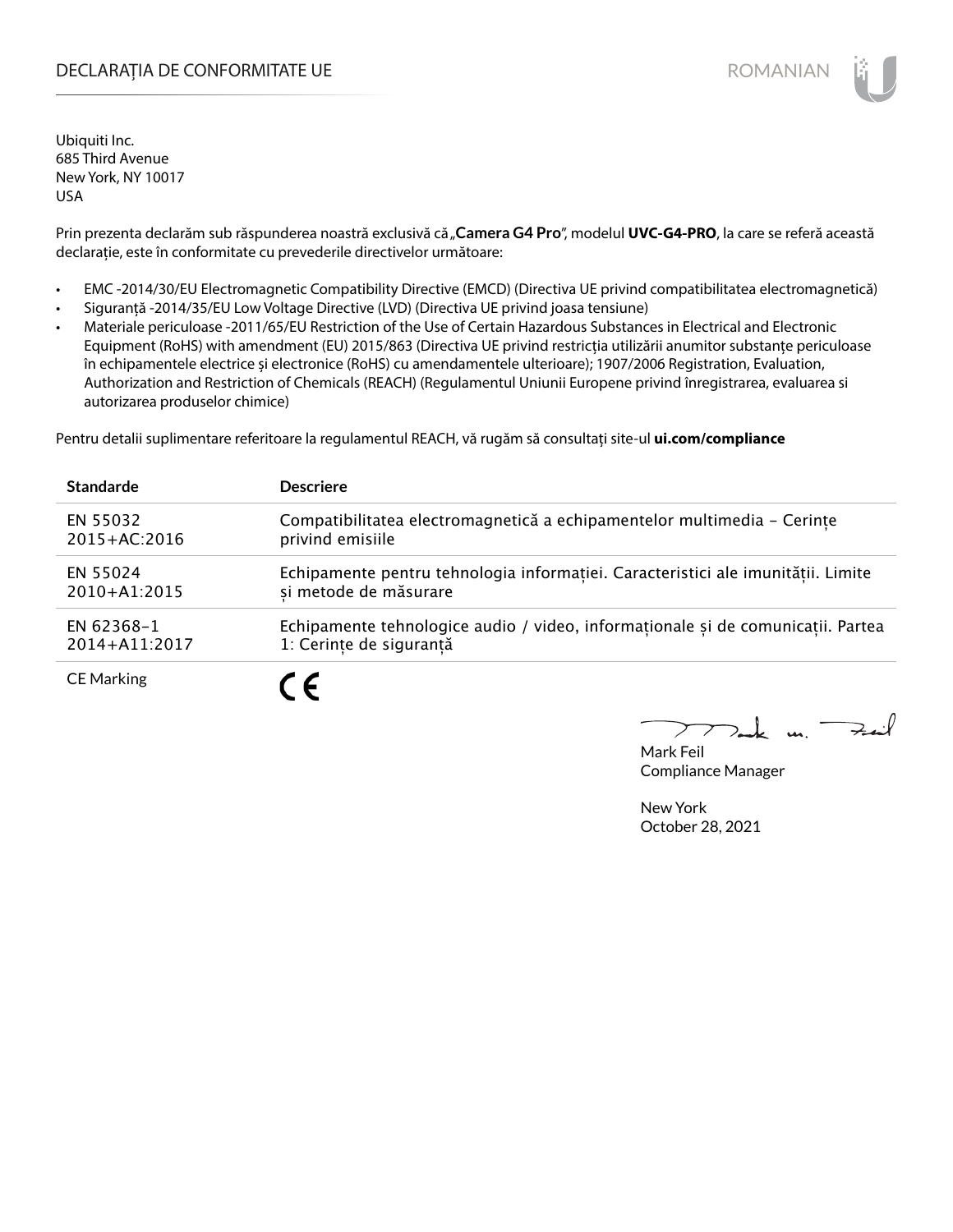# DECLARAȚIA DE CONFORMITATE UE

Ubiquiti Inc.
685 Third Avenue
New York, NY 10017
USA

Prin prezenta declarăm sub răspunderea noastră exclusivă că „**Camera G4 Pro**", modelul **UVC-G4-PRO**, la care se referă această declarație, este în conformitate cu prevederile directivelor următoare:

- EMC -2014/30/EU Electromagnetic Compatibility Directive (EMCD) (Directiva UE privind compatibilitatea electromagnetică)
- Siguranță -2014/35/EU Low Voltage Directive (LVD) (Directiva UE privind joasa tensiune)
- Materiale periculoase -2011/65/EU Restriction of the Use of Certain Hazardous Substances in Electrical and Electronic Equipment (RoHS) with amendment (EU) 2015/863 (Directiva UE privind restricția utilizării anumitor substanțe periculoase în echipamentele electrice și electronice (RoHS) cu amendamentele ulterioare); 1907/2006 Registration, Evaluation, Authorization and Restriction of Chemicals (REACH) (Regulamentul Uniunii Europene privind înregistrarea, evaluarea si autorizarea produselor chimice)

Pentru detalii suplimentare referitoare la regulamentul REACH, vă rugăm să consultați site-ul **ui.com/compliance**

| Standarde | Descriere |
|---|---|
| EN 55032 2015+AC:2016 | Compatibilitatea electromagnetică a echipamentelor multimedia – Cerințe privind emisiile |
| EN 55024 2010+A1:2015 | Echipamente pentru tehnologia informației. Caracteristici ale imunității. Limite și metode de măsurare |
| EN 62368-1 2014+A11:2017 | Echipamente tehnologice audio / video, informaționale și de comunicații. Partea 1: Cerințe de siguranță |
| CE Marking | CE |

Mark Feil
Compliance Manager

New York
October 28, 2021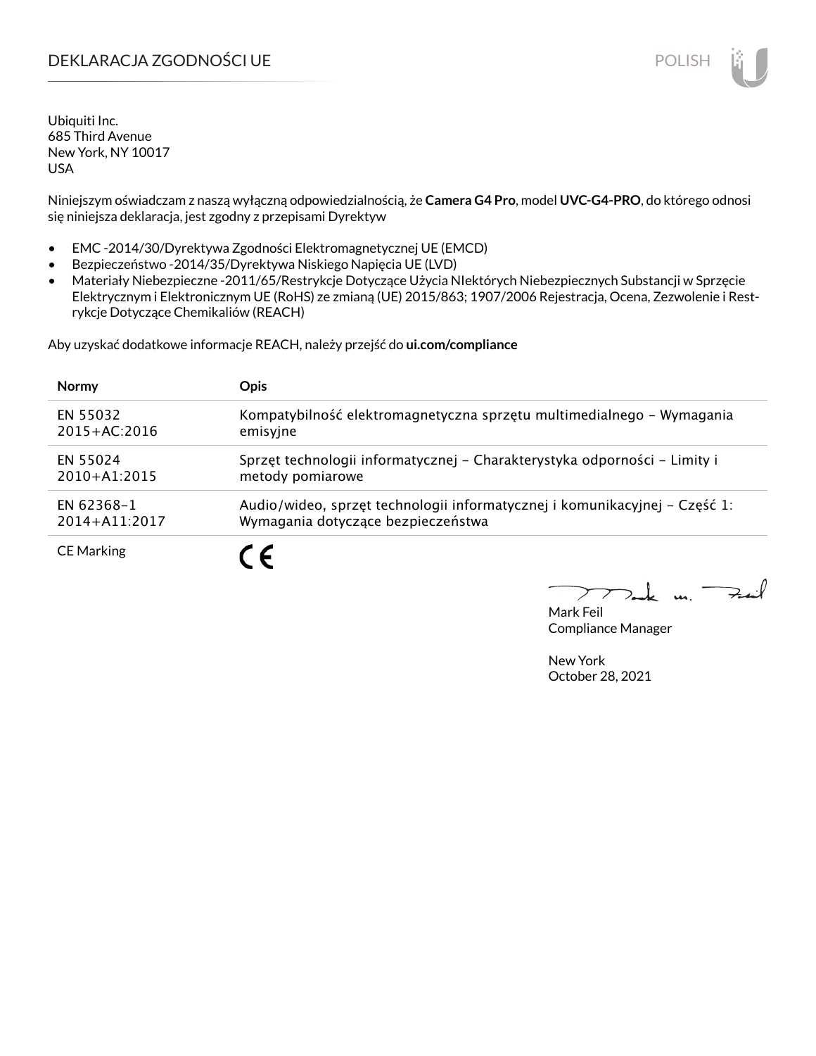# DEKLARACJA ZGODNOŚCI UE

POLISH

Ubiquiti Inc.
685 Third Avenue
New York, NY 10017
USA

Niniejszym oświadczam z naszą wyłączną odpowiedzialnością, że **Camera G4 Pro**, model **UVC-G4-PRO**, do którego odnosi się niniejsza deklaracja, jest zgodny z przepisami Dyrektyw

- EMC -2014/30/Dyrektywa Zgodności Elektromagnetycznej UE (EMCD)
- Bezpieczeństwo -2014/35/Dyrektywa Niskiego Napięcia UE (LVD)
- Materiały Niebezpieczne -2011/65/Restrykcje Dotyczące Użycia NIektórych Niebezpiecznych Substancji w Sprzęcie Elektrycznym i Elektronicznym UE (RoHS) ze zmianą (UE) 2015/863; 1907/2006 Rejestracja, Ocena, Zezwolenie i Restrykcje Dotyczące Chemikaliów (REACH)

Aby uzyskać dodatkowe informacje REACH, należy przejść do **ui.com/compliance**

| Normy | Opis |
|---|---|
| EN 55032 2015+AC:2016 | Kompatybilność elektromagnetyczna sprzętu multimedialnego – Wymagania emisyjne |
| EN 55024 2010+A1:2015 | Sprzęt technologii informatycznej – Charakterystyka odporności – Limity i metody pomiarowe |
| EN 62368-1 2014+A11:2017 | Audio/wideo, sprzęt technologii informatycznej i komunikacyjnej – Część 1: Wymagania dotyczące bezpieczeństwa |
| CE Marking | CE |

Mark Feil
Compliance Manager

New York
October 28, 2021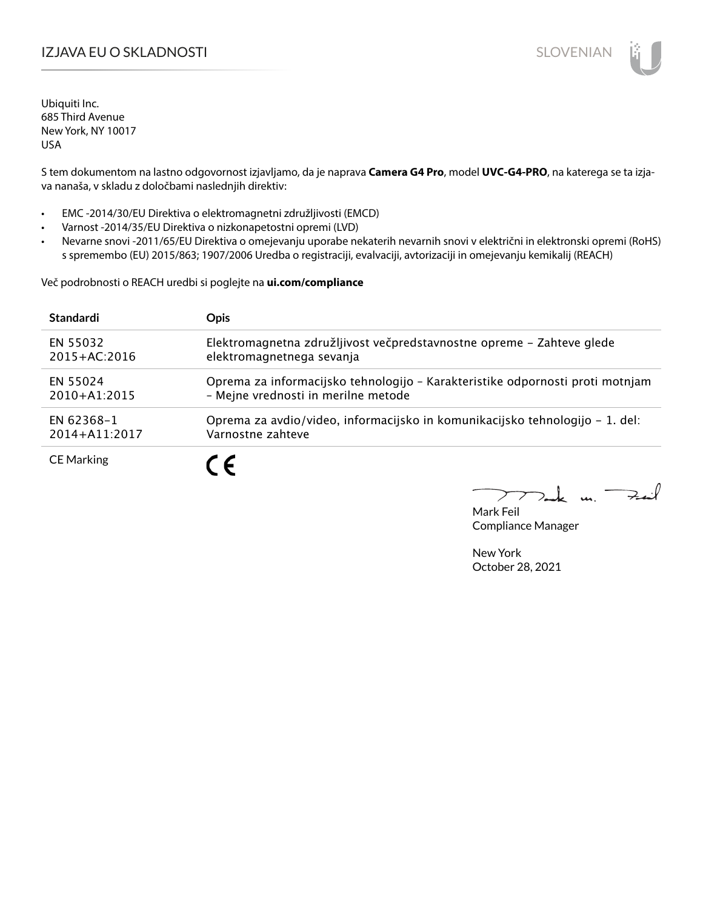# IZJAVA EU O SKLADNOSTI

SLOVENIAN

Ubiquiti Inc.
685 Third Avenue
New York, NY 10017
USA

S tem dokumentom na lastno odgovornost izjavljamo, da je naprava **Camera G4 Pro**, model **UVC-G4-PRO**, na katerega se ta izjava nanaša, v skladu z določbami naslednjih direktiv:

- EMC -2014/30/EU Direktiva o elektromagnetni združljivosti (EMCD)
- Varnost -2014/35/EU Direktiva o nizkonapetostni opremi (LVD)
- Nevarne snovi -2011/65/EU Direktiva o omejevanju uporabe nekaterih nevarnih snovi v električni in elektronski opremi (RoHS) s spremembo (EU) 2015/863; 1907/2006 Uredba o registraciji, evalvaciji, avtorizaciji in omejevanju kemikalij (REACH)

Več podrobnosti o REACH uredbi si poglejte na **ui.com/compliance**

| Standardi | Opis |
| --- | --- |
| EN 55032 2015+AC:2016 | Elektromagnetna združljivost večpredstavnostne opreme – Zahteve glede elektromagnetnega sevanja |
| EN 55024 2010+A1:2015 | Oprema za informacijsko tehnologijo – Karakteristike odpornosti proti motnjam – Mejne vrednosti in merilne metode |
| EN 62368–1 2014+A11:2017 | Oprema za avdio/video, informacijsko in komunikacijsko tehnologijo – 1. del: Varnostne zahteve |
| CE Marking | CE |

Mark Feil
Compliance Manager

New York
October 28, 2021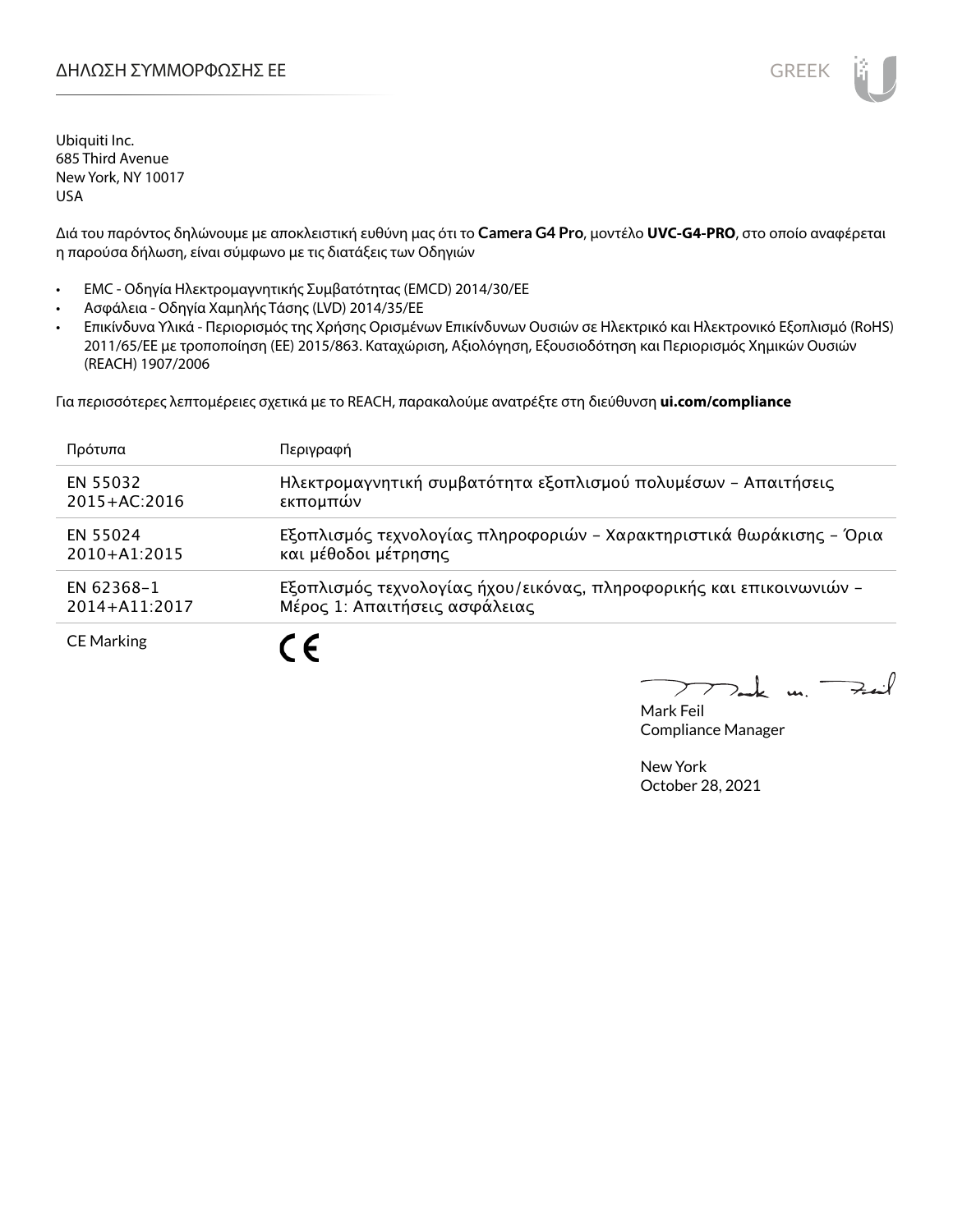# ΔΗΛΩΣΗ ΣΥΜΜΟΡΦΩΣΗΣ ΕΕ

Ubiquiti Inc.
685 Third Avenue
New York, NY 10017
USA

Διά του παρόντος δηλώνουμε με αποκλειστική ευθύνη μας ότι το **Camera G4 Pro**, μοντέλο **UVC-G4-PRO**, στο οποίο αναφέρεται η παρούσα δήλωση, είναι σύμφωνο με τις διατάξεις των Οδηγιών

- EMC - Οδηγία Ηλεκτρομαγνητικής Συμβατότητας (EMCD) 2014/30/ΕΕ
- Ασφάλεια - Οδηγία Χαμηλής Τάσης (LVD) 2014/35/ΕΕ
- Επικίνδυνα Υλικά - Περιορισμός της Χρήσης Ορισμένων Επικίνδυνων Ουσιών σε Ηλεκτρικό και Ηλεκτρονικό Εξοπλισμό (RoHS) 2011/65/ΕΕ με τροποποίηση (ΕΕ) 2015/863. Καταχώριση, Αξιολόγηση, Εξουσιοδότηση και Περιορισμός Χημικών Ουσιών (REACH) 1907/2006

Για περισσότερες λεπτομέρειες σχετικά με το REACH, παρακαλούμε ανατρέξτε στη διεύθυνση **ui.com/compliance**

| Πρότυπα | Περιγραφή |
|---|---|
| EN 55032 2015+AC:2016 | Ηλεκτρομαγνητική συμβατότητα εξοπλισμού πολυμέσων – Απαιτήσεις εκπομπών |
| EN 55024 2010+A1:2015 | Εξοπλισμός τεχνολογίας πληροφοριών – Χαρακτηριστικά θωράκισης – Όρια και μέθοδοι μέτρησης |
| EN 62368-1 2014+A11:2017 | Εξοπλισμός τεχνολογίας ήχου/εικόνας, πληροφορικής και επικοινωνιών – Μέρος 1: Απαιτήσεις ασφάλειας |
| CE Marking | CE |

Mark Feil
Compliance Manager

New York
October 28, 2021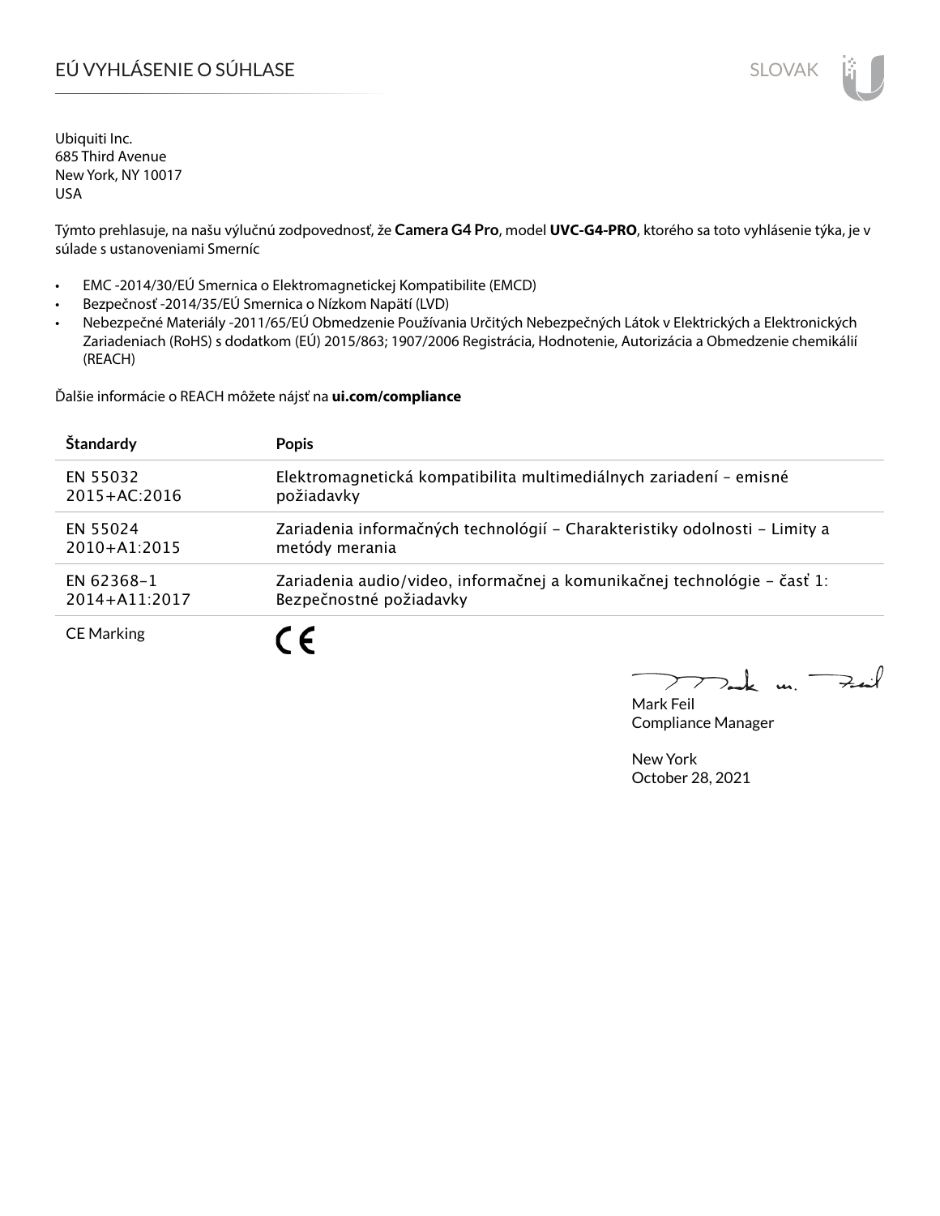# EÚ VYHLÁSENIE O SÚHLASE

Ubiquiti Inc.
685 Third Avenue
New York, NY 10017
USA

Týmto prehlasuje, na našu výlučnú zodpovednosť, že **Camera G4 Pro**, model **UVC-G4-PRO**, ktorého sa toto vyhlásenie týka, je v súlade s ustanoveniami Smerníc

- EMC -2014/30/EÚ Smernica o Elektromagnetickej Kompatibilite (EMCD)
- Bezpečnosť -2014/35/EÚ Smernica o Nízkom Napätí (LVD)
- Nebezpečné Materiály -2011/65/EÚ Obmedzenie Používania Určitých Nebezpečných Látok v Elektrických a Elektronických Zariadeniach (RoHS) s dodatkom (EÚ) 2015/863; 1907/2006 Registrácia, Hodnotenie, Autorizácia a Obmedzenie chemikálií (REACH)

Ďalšie informácie o REACH môžete nájsť na **ui.com/compliance**

| Štandardy | Popis |
|---|---|
| EN 55032 2015+AC:2016 | Elektromagnetická kompatibilita multimediálnych zariadení – emisné požiadavky |
| EN 55024 2010+A1:2015 | Zariadenia informačných technológií – Charakteristiky odolnosti – Limity a metódy merania |
| EN 62368-1 2014+A11:2017 | Zariadenia audio/video, informačnej a komunikačnej technológie – časť 1: Bezpečnostné požiadavky |
| CE Marking | CE |

Mark Feil
Compliance Manager

New York
October 28, 2021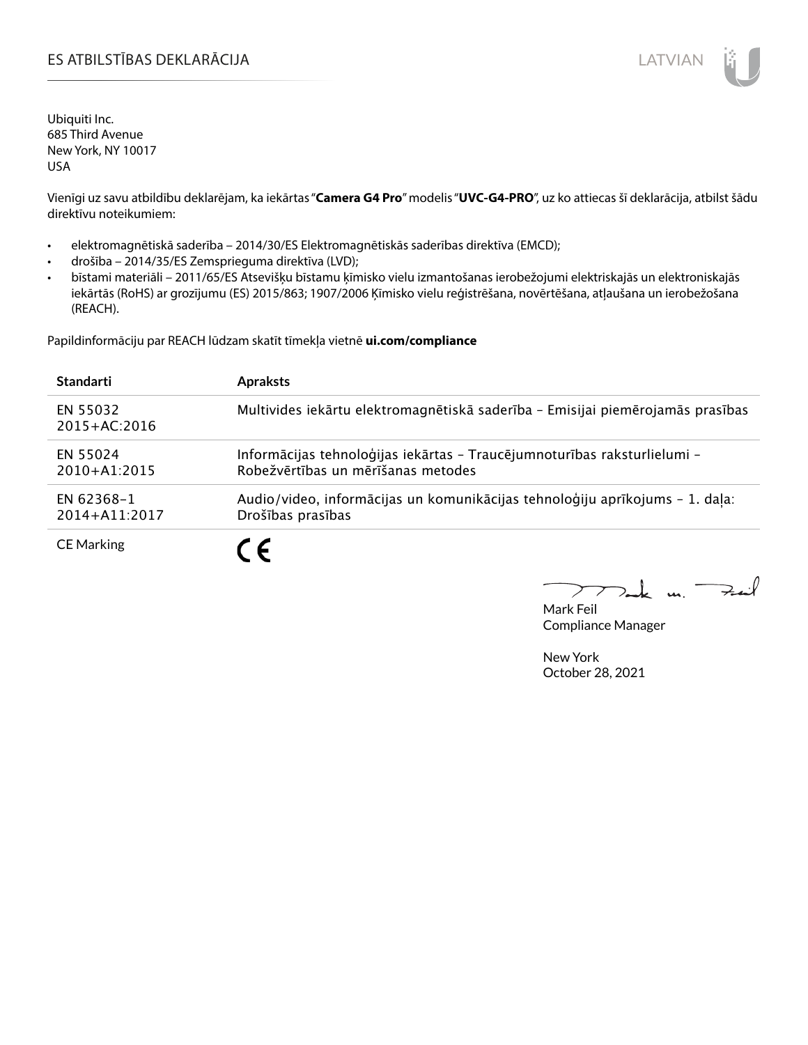# ES ATBILSTĪBAS DEKLARĀCIJA

Ubiquiti Inc.
685 Third Avenue
New York, NY 10017
USA

Vienīgi uz savu atbildību deklarējam, ka iekārtas "**Camera G4 Pro**" modelis "**UVC-G4-PRO**", uz ko attiecas šī deklarācija, atbilst šādu direktīvu noteikumiem:

- elektromagnētiskā saderība – 2014/30/ES Elektromagnētiskās saderības direktīva (EMCD);
- drošība – 2014/35/ES Zemsprieguma direktīva (LVD);
- bīstami materiāli – 2011/65/ES Atsevišķu bīstamu ķīmisko vielu izmantošanas ierobežojumi elektriskajās un elektroniskajās iekārtās (RoHS) ar grozījumu (ES) 2015/863; 1907/2006 Ķīmisko vielu reģistrēšana, novērtēšana, atļaušana un ierobežošana (REACH).

Papildinformāciju par REACH lūdzam skatīt tīmekļa vietnē **ui.com/compliance**

| Standarti | Apraksts |
|---|---|
| EN 55032 2015+AC:2016 | Multivides iekārtu elektromagnētiskā saderība – Emisijai piemērojamās prasības |
| EN 55024 2010+A1:2015 | Informācijas tehnoloģijas iekārtas – Traucējumnoturības raksturlielumi – Robežvērtības un mērīšanas metodes |
| EN 62368-1 2014+A11:2017 | Audio/video, informācijas un komunikācijas tehnoloģiju aprīkojums – 1. daļa: Drošības prasības |
| CE Marking | CE |

Mark Feil
Compliance Manager

New York
October 28, 2021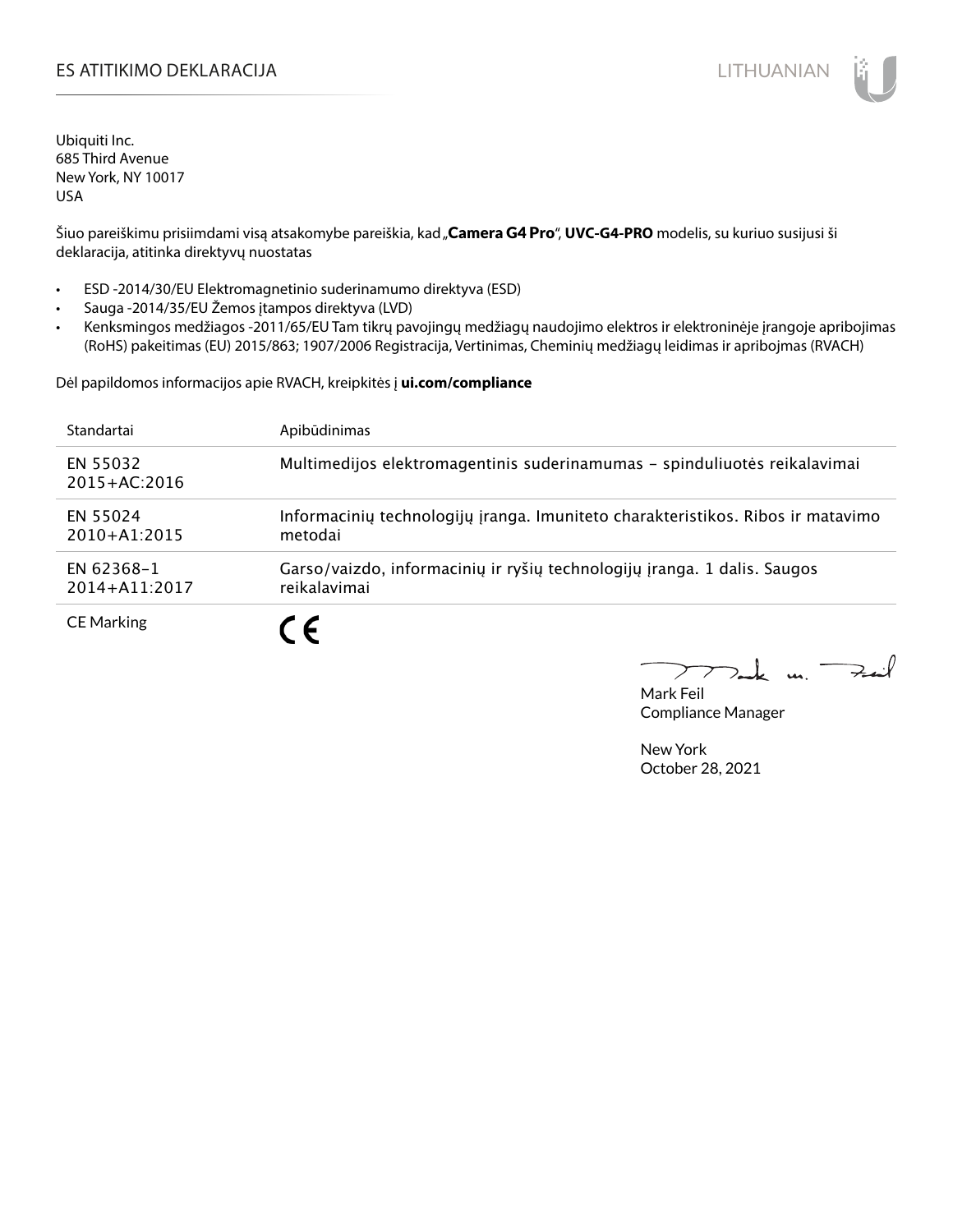# ES ATITIKIMO DEKLARACIJA

Ubiquiti Inc.
685 Third Avenue
New York, NY 10017
USA

Šiuo pareiškimu prisiimdami visą atsakomybe pareiškia, kad „**Camera G4 Pro**", **UVC-G4-PRO** modelis, su kuriuo susijusi ši deklaracija, atitinka direktyvų nuostatas

- ESD -2014/30/EU Elektromagnetinio suderinamumo direktyva (ESD)
- Sauga -2014/35/EU Žemos įtampos direktyva (LVD)
- Kenksmingos medžiagos -2011/65/EU Tam tikrų pavojingų medžiagų naudojimo elektros ir elektroninėje įrangoje apribojimas (RoHS) pakeitimas (EU) 2015/863; 1907/2006 Registracija, Vertinimas, Cheminių medžiagų leidimas ir apribojmas (RVACH)

Dėl papildomos informacijos apie RVACH, kreipkitės į **ui.com/compliance**

| Standartai | Apibūdinimas |
|---|---|
| EN 55032 2015+AC:2016 | Multimedijos elektromagentinis suderinamumas – spinduliuotės reikalavimai |
| EN 55024 2010+A1:2015 | Informacinių technologijų įranga. Imuniteto charakteristikos. Ribos ir matavimo metodai |
| EN 62368-1 2014+A11:2017 | Garso/vaizdo, informacinių ir ryšių technologijų įranga. 1 dalis. Saugos reikalavimai |
| CE Marking | CE |

Mark Feil
Compliance Manager

New York
October 28, 2021